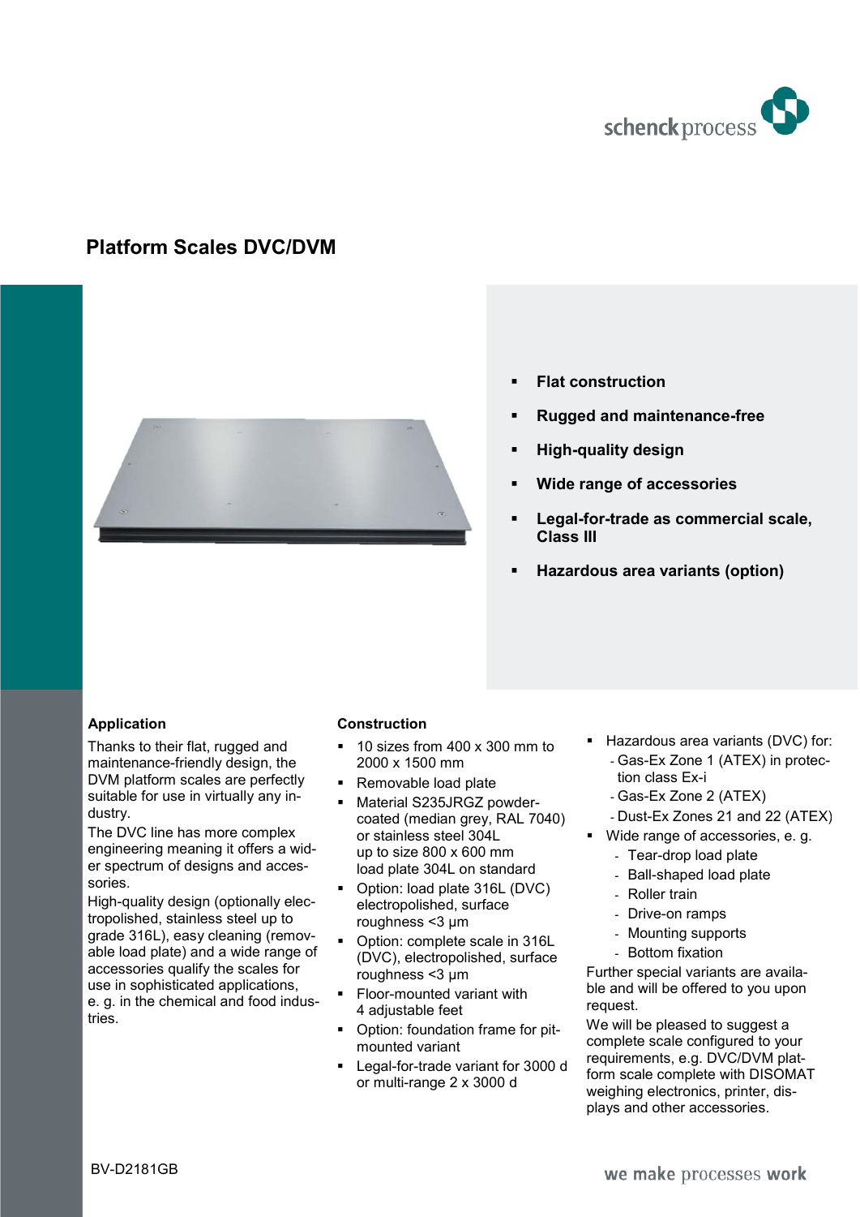# Platform Scales DVC/DVM

- **Flat construction**
- **Rugged and maintenance-free**
- **High-quality design**
- **Wide range of accessories**
- **Legal-for-trade as commercial scale, Class III**
- **Hazardous area variants (option)**

### Application

Thanks to their flat, rugged and maintenance-friendly design, the DVM platform scales are perfectly suitable for use in virtually any industry.

The DVC line has more complex engineering meaning it offers a wider spectrum of designs and accessories.

High-quality design (optionally electropolished, stainless steel up to grade 316L), easy cleaning (removable load plate) and a wide range of accessories qualify the scales for use in sophisticated applications, e. g. in the chemical and food industries.

### Construction

- 10 sizes from 400 x 300 mm to 2000 x 1500 mm
- Removable load plate
- Material S235JRGZ powder-coated (median grey, RAL 7040) or stainless steel 304L up to size 800 x 600 mm load plate 304L on standard
- Option: load plate 316L (DVC) electropolished, surface roughness <3 µm
- Option: complete scale in 316L (DVC), electropolished, surface roughness <3 µm
- Floor-mounted variant with 4 adjustable feet
- Option: foundation frame for pit-mounted variant
- Legal-for-trade variant for 3000 d or multi-range 2 x 3000 d
- Hazardous area variants (DVC) for:
  - Gas-Ex Zone 1 (ATEX) in protection class Ex-i
  - Gas-Ex Zone 2 (ATEX)
  - Dust-Ex Zones 21 and 22 (ATEX)
- Wide range of accessories, e. g.
  - Tear-drop load plate
  - Ball-shaped load plate
  - Roller train
  - Drive-on ramps
  - Mounting supports
  - Bottom fixation

Further special variants are available and will be offered to you upon request.

We will be pleased to suggest a complete scale configured to your requirements, e.g. DVC/DVM platform scale complete with DISOMAT weighing electronics, printer, displays and other accessories.

BV-D2181GB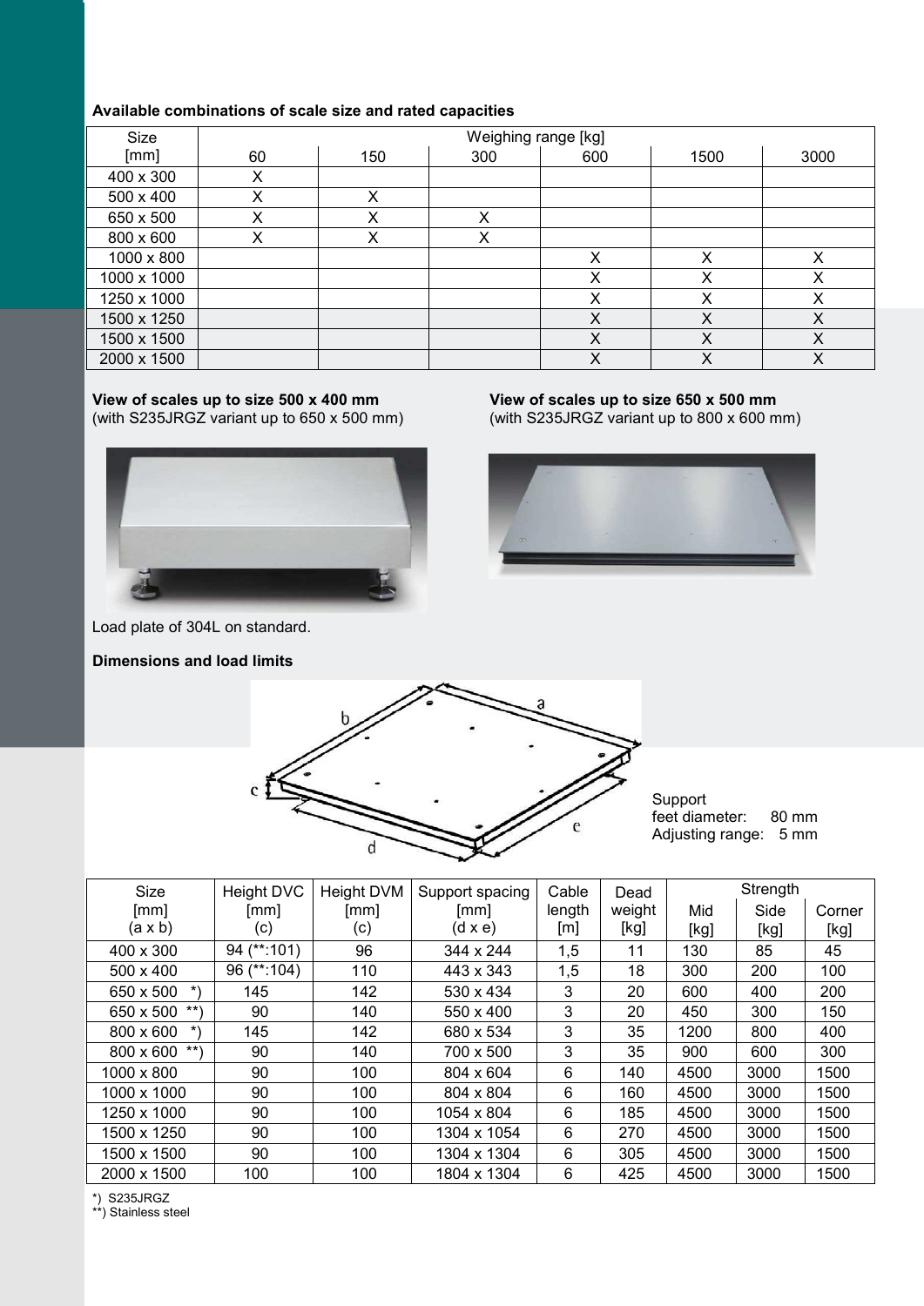**Available combinations of scale size and rated capacities**

| Size [mm] | Weighing range [kg] | | | | | |
|---|---|---|---|---|---|---|
| | 60 | 150 | 300 | 600 | 1500 | 3000 |
| 400 x 300 | X | | | | | |
| 500 x 400 | X | X | | | | |
| 650 x 500 | X | X | X | | | |
| 800 x 600 | X | X | X | | | |
| 1000 x 800 | | | | X | X | X |
| 1000 x 1000 | | | | X | X | X |
| 1250 x 1000 | | | | X | X | X |
| 1500 x 1250 | | | | X | X | X |
| 1500 x 1500 | | | | X | X | X |
| 2000 x 1500 | | | | X | X | X |

**View of scales up to size 500 x 400 mm**
(with S235JRGZ variant up to 650 x 500 mm)

**View of scales up to size 650 x 500 mm**
(with S235JRGZ variant up to 800 x 600 mm)

Load plate of 304L on standard.

**Dimensions and load limits**

Support
feet diameter: 80 mm
Adjusting range: 5 mm

| Size [mm] (a x b) | Height DVC [mm] (c) | Height DVM [mm] (c) | Support spacing [mm] (d x e) | Cable length [m] | Dead weight [kg] | Strength | | |
|---|---|---|---|---|---|---|---|---|
| | | | | | | Mid [kg] | Side [kg] | Corner [kg] |
| 400 x 300 | 94 (**:101) | 96 | 344 x 244 | 1,5 | 11 | 130 | 85 | 45 |
| 500 x 400 | 96 (**:104) | 110 | 443 x 343 | 1,5 | 18 | 300 | 200 | 100 |
| 650 x 500 *) | 145 | 142 | 530 x 434 | 3 | 20 | 600 | 400 | 200 |
| 650 x 500 **) | 90 | 140 | 550 x 400 | 3 | 20 | 450 | 300 | 150 |
| 800 x 600 *) | 145 | 142 | 680 x 534 | 3 | 35 | 1200 | 800 | 400 |
| 800 x 600 **) | 90 | 140 | 700 x 500 | 3 | 35 | 900 | 600 | 300 |
| 1000 x 800 | 90 | 100 | 804 x 604 | 6 | 140 | 4500 | 3000 | 1500 |
| 1000 x 1000 | 90 | 100 | 804 x 804 | 6 | 160 | 4500 | 3000 | 1500 |
| 1250 x 1000 | 90 | 100 | 1054 x 804 | 6 | 185 | 4500 | 3000 | 1500 |
| 1500 x 1250 | 90 | 100 | 1304 x 1054 | 6 | 270 | 4500 | 3000 | 1500 |
| 1500 x 1500 | 90 | 100 | 1304 x 1304 | 6 | 305 | 4500 | 3000 | 1500 |
| 2000 x 1500 | 100 | 100 | 1804 x 1304 | 6 | 425 | 4500 | 3000 | 1500 |

*) S235JRGZ
**) Stainless steel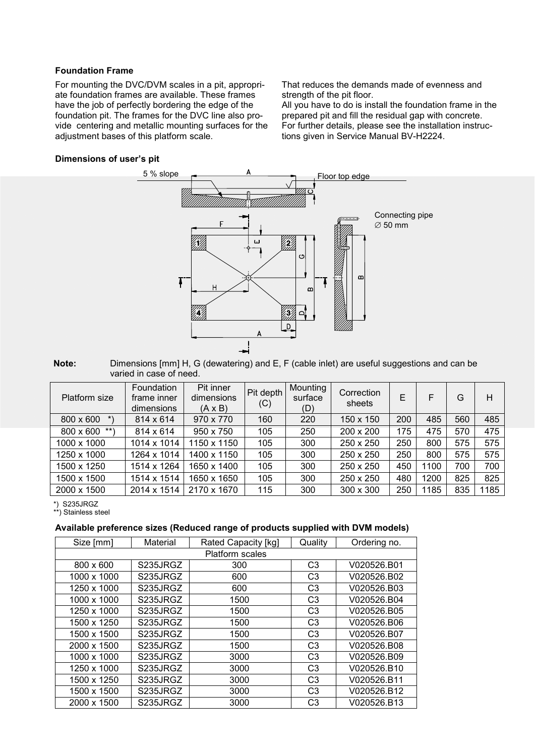**Foundation Frame**

For mounting the DVC/DVM scales in a pit, appropriate foundation frames are available. These frames have the job of perfectly bordering the edge of the foundation pit. The frames for the DVC line also provide centering and metallic mounting surfaces for the adjustment bases of this platform scale.

That reduces the demands made of evenness and strength of the pit floor.
All you have to do is install the foundation frame in the prepared pit and fill the residual gap with concrete.
For further details, please see the installation instructions given in Service Manual BV-H2224.

**Dimensions of user's pit**

**Note:** Dimensions [mm] H, G (dewatering) and E, F (cable inlet) are useful suggestions and can be varied in case of need.

| Platform size | Foundation frame inner dimensions | Pit inner dimensions (A x B) | Pit depth (C) | Mounting surface (D) | Correction sheets | E | F | G | H |
|---|---|---|---|---|---|---|---|---|---|
| 800 x 600 *) | 814 x 614 | 970 x 770 | 160 | 220 | 150 x 150 | 200 | 485 | 560 | 485 |
| 800 x 600 **) | 814 x 614 | 950 x 750 | 105 | 250 | 200 x 200 | 175 | 475 | 570 | 475 |
| 1000 x 1000 | 1014 x 1014 | 1150 x 1150 | 105 | 300 | 250 x 250 | 250 | 800 | 575 | 575 |
| 1250 x 1000 | 1264 x 1014 | 1400 x 1150 | 105 | 300 | 250 x 250 | 250 | 800 | 575 | 575 |
| 1500 x 1250 | 1514 x 1264 | 1650 x 1400 | 105 | 300 | 250 x 250 | 450 | 1100 | 700 | 700 |
| 1500 x 1500 | 1514 x 1514 | 1650 x 1650 | 105 | 300 | 250 x 250 | 480 | 1200 | 825 | 825 |
| 2000 x 1500 | 2014 x 1514 | 2170 x 1670 | 115 | 300 | 300 x 300 | 250 | 1185 | 835 | 1185 |

*) S235JRGZ
**) Stainless steel

**Available preference sizes (Reduced range of products supplied with DVM models)**

| Size [mm] | Material | Rated Capacity [kg] | Quality | Ordering no. |
|---|---|---|---|---|
| Platform scales | | | | |
| 800 x 600 | S235JRGZ | 300 | C3 | V020526.B01 |
| 1000 x 1000 | S235JRGZ | 600 | C3 | V020526.B02 |
| 1250 x 1000 | S235JRGZ | 600 | C3 | V020526.B03 |
| 1000 x 1000 | S235JRGZ | 1500 | C3 | V020526.B04 |
| 1250 x 1000 | S235JRGZ | 1500 | C3 | V020526.B05 |
| 1500 x 1250 | S235JRGZ | 1500 | C3 | V020526.B06 |
| 1500 x 1500 | S235JRGZ | 1500 | C3 | V020526.B07 |
| 2000 x 1500 | S235JRGZ | 1500 | C3 | V020526.B08 |
| 1000 x 1000 | S235JRGZ | 3000 | C3 | V020526.B09 |
| 1250 x 1000 | S235JRGZ | 3000 | C3 | V020526.B10 |
| 1500 x 1250 | S235JRGZ | 3000 | C3 | V020526.B11 |
| 1500 x 1500 | S235JRGZ | 3000 | C3 | V020526.B12 |
| 2000 x 1500 | S235JRGZ | 3000 | C3 | V020526.B13 |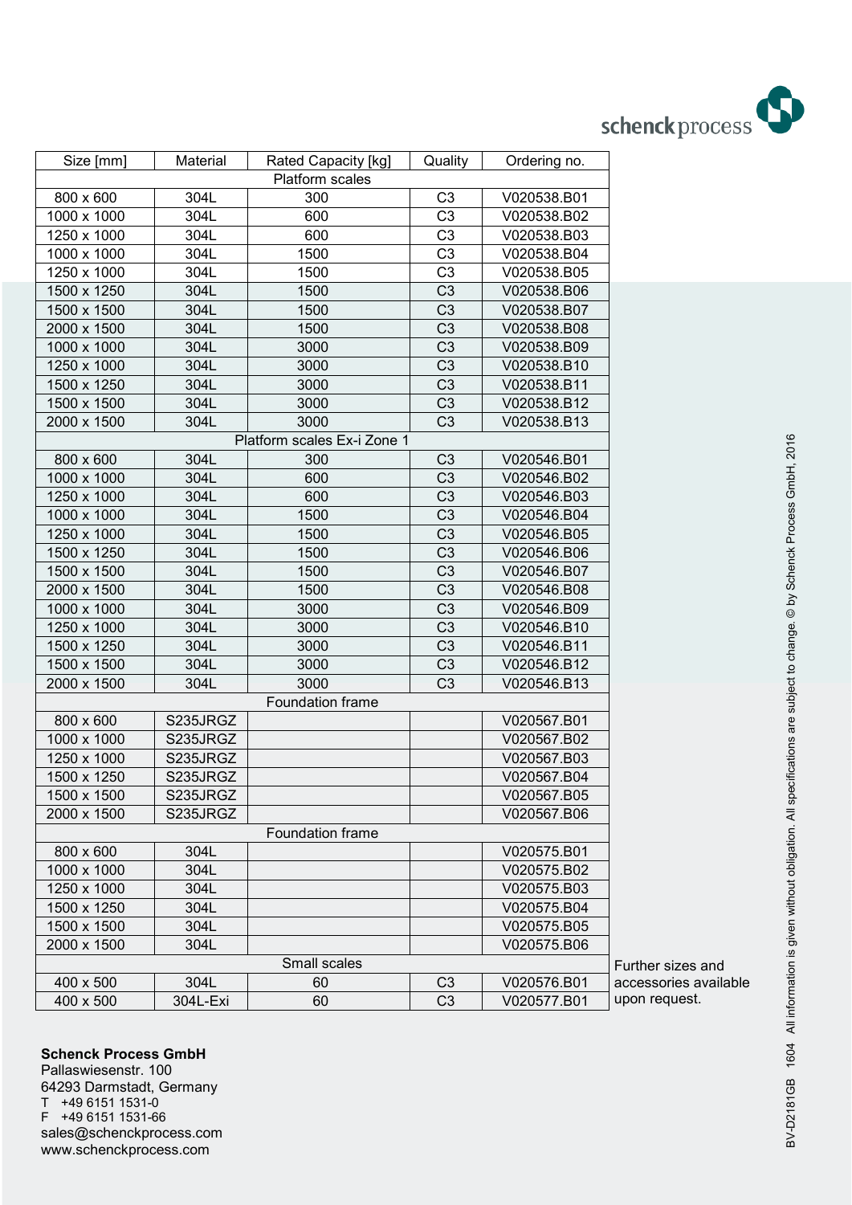| Size [mm] | Material | Rated Capacity [kg] | Quality | Ordering no. |
|---|---|---|---|---|
| Platform scales | | | | |
| 800 x 600 | 304L | 300 | C3 | V020538.B01 |
| 1000 x 1000 | 304L | 600 | C3 | V020538.B02 |
| 1250 x 1000 | 304L | 600 | C3 | V020538.B03 |
| 1000 x 1000 | 304L | 1500 | C3 | V020538.B04 |
| 1250 x 1000 | 304L | 1500 | C3 | V020538.B05 |
| 1500 x 1250 | 304L | 1500 | C3 | V020538.B06 |
| 1500 x 1500 | 304L | 1500 | C3 | V020538.B07 |
| 2000 x 1500 | 304L | 1500 | C3 | V020538.B08 |
| 1000 x 1000 | 304L | 3000 | C3 | V020538.B09 |
| 1250 x 1000 | 304L | 3000 | C3 | V020538.B10 |
| 1500 x 1250 | 304L | 3000 | C3 | V020538.B11 |
| 1500 x 1500 | 304L | 3000 | C3 | V020538.B12 |
| 2000 x 1500 | 304L | 3000 | C3 | V020538.B13 |
| Platform scales Ex-i Zone 1 | | | | |
| 800 x 600 | 304L | 300 | C3 | V020546.B01 |
| 1000 x 1000 | 304L | 600 | C3 | V020546.B02 |
| 1250 x 1000 | 304L | 600 | C3 | V020546.B03 |
| 1000 x 1000 | 304L | 1500 | C3 | V020546.B04 |
| 1250 x 1000 | 304L | 1500 | C3 | V020546.B05 |
| 1500 x 1250 | 304L | 1500 | C3 | V020546.B06 |
| 1500 x 1500 | 304L | 1500 | C3 | V020546.B07 |
| 2000 x 1500 | 304L | 1500 | C3 | V020546.B08 |
| 1000 x 1000 | 304L | 3000 | C3 | V020546.B09 |
| 1250 x 1000 | 304L | 3000 | C3 | V020546.B10 |
| 1500 x 1250 | 304L | 3000 | C3 | V020546.B11 |
| 1500 x 1500 | 304L | 3000 | C3 | V020546.B12 |
| 2000 x 1500 | 304L | 3000 | C3 | V020546.B13 |
| Foundation frame | | | | |
| 800 x 600 | S235JRGZ | | | V020567.B01 |
| 1000 x 1000 | S235JRGZ | | | V020567.B02 |
| 1250 x 1000 | S235JRGZ | | | V020567.B03 |
| 1500 x 1250 | S235JRGZ | | | V020567.B04 |
| 1500 x 1500 | S235JRGZ | | | V020567.B05 |
| 2000 x 1500 | S235JRGZ | | | V020567.B06 |
| Foundation frame | | | | |
| 800 x 600 | 304L | | | V020575.B01 |
| 1000 x 1000 | 304L | | | V020575.B02 |
| 1250 x 1000 | 304L | | | V020575.B03 |
| 1500 x 1250 | 304L | | | V020575.B04 |
| 1500 x 1500 | 304L | | | V020575.B05 |
| 2000 x 1500 | 304L | | | V020575.B06 |
| Small scales | | | | |
| 400 x 500 | 304L | 60 | C3 | V020576.B01 |
| 400 x 500 | 304L-Exi | 60 | C3 | V020577.B01 |

Further sizes and accessories available upon request.

**Schenck Process GmbH**
Pallaswiesenstr. 100
64293 Darmstadt, Germany
T +49 6151 1531-0
F +49 6151 1531-66
sales@schenckprocess.com
www.schenckprocess.com

BV-D2181GB 1604 All information is given without obligation. All specifications are subject to change. © by Schenck Process GmbH, 2016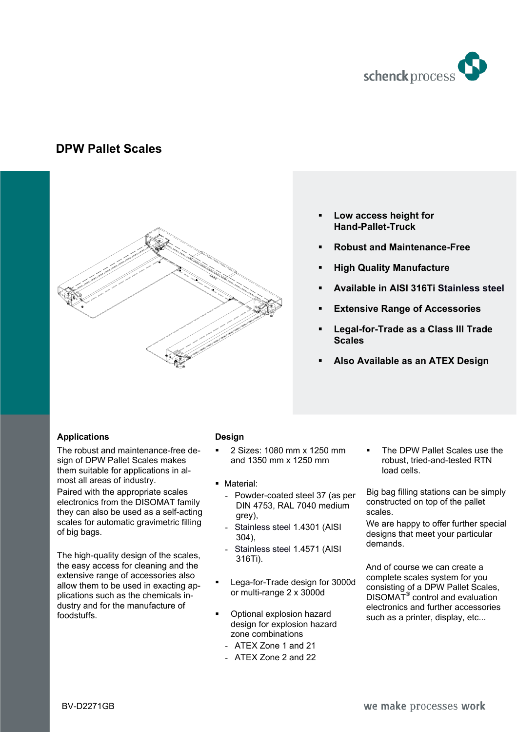schenck process

# DPW Pallet Scales

- **Low access height for Hand-Pallet-Truck**
- **Robust and Maintenance-Free**
- **High Quality Manufacture**
- **Available in AISI 316Ti Stainless steel**
- **Extensive Range of Accessories**
- **Legal-for-Trade as a Class III Trade Scales**
- **Also Available as an ATEX Design**

## Applications

The robust and maintenance-free design of DPW Pallet Scales makes them suitable for applications in almost all areas of industry.
Paired with the appropriate scales electronics from the DISOMAT family they can also be used as a self-acting scales for automatic gravimetric filling of big bags.

The high-quality design of the scales, the easy access for cleaning and the extensive range of accessories also allow them to be used in exacting applications such as the chemicals industry and for the manufacture of foodstuffs.

## Design

- 2 Sizes: 1080 mm x 1250 mm and 1350 mm x 1250 mm
- Material:
  - Powder-coated steel 37 (as per DIN 4753, RAL 7040 medium grey),
  - Stainless steel 1.4301 (AISI 304),
  - Stainless steel 1.4571 (AISI 316Ti).
- Lega-for-Trade design for 3000d or multi-range 2 x 3000d
- Optional explosion hazard design for explosion hazard zone combinations
  - ATEX Zone 1 and 21
  - ATEX Zone 2 and 22
- The DPW Pallet Scales use the robust, tried-and-tested RTN load cells.

Big bag filling stations can be simply constructed on top of the pallet scales.
We are happy to offer further special designs that meet your particular demands.

And of course we can create a complete scales system for you consisting of a DPW Pallet Scales, DISOMAT® control and evaluation electronics and further accessories such as a printer, display, etc...

BV-D2271GB

we make processes work